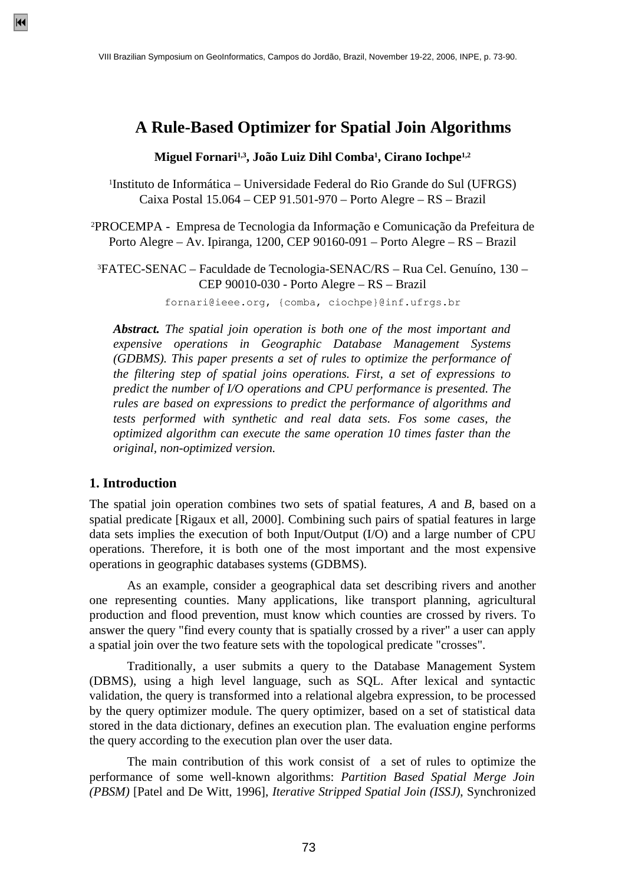# A Rule-Based Optimizer for Spatial Join Algorithms

**Miguel Fornari[1,3], João Luiz Dihl Comba[1], Cirano Iochpe[1,2]**

[1]Instituto de Informática – Universidade Federal do Rio Grande do Sul (UFRGS)
Caixa Postal 15.064 – CEP 91.501-970 – Porto Alegre – RS – Brazil

[2]PROCEMPA - Empresa de Tecnologia da Informação e Comunicação da Prefeitura de Porto Alegre – Av. Ipiranga, 1200, CEP 90160-091 – Porto Alegre – RS – Brazil

[3]FATEC-SENAC – Faculdade de Tecnologia-SENAC/RS – Rua Cel. Genuíno, 130 – CEP 90010-030 - Porto Alegre – RS – Brazil

fornari@ieee.org, {comba, ciochpe}@inf.ufrgs.br

***Abstract.*** *The spatial join operation is both one of the most important and expensive operations in Geographic Database Management Systems (GDBMS). This paper presents a set of rules to optimize the performance of the filtering step of spatial joins operations. First, a set of expressions to predict the number of I/O operations and CPU performance is presented. The rules are based on expressions to predict the performance of algorithms and tests performed with synthetic and real data sets. Fos some cases, the optimized algorithm can execute the same operation 10 times faster than the original, non-optimized version.*

## 1. Introduction

The spatial join operation combines two sets of spatial features, *A* and *B*, based on a spatial predicate [Rigaux et all, 2000]. Combining such pairs of spatial features in large data sets implies the execution of both Input/Output (I/O) and a large number of CPU operations. Therefore, it is both one of the most important and the most expensive operations in geographic databases systems (GDBMS).

As an example, consider a geographical data set describing rivers and another one representing counties. Many applications, like transport planning, agricultural production and flood prevention, must know which counties are crossed by rivers. To answer the query "find every county that is spatially crossed by a river" a user can apply a spatial join over the two feature sets with the topological predicate "crosses".

Traditionally, a user submits a query to the Database Management System (DBMS), using a high level language, such as SQL. After lexical and syntactic validation, the query is transformed into a relational algebra expression, to be processed by the query optimizer module. The query optimizer, based on a set of statistical data stored in the data dictionary, defines an execution plan. The evaluation engine performs the query according to the execution plan over the user data.

The main contribution of this work consist of a set of rules to optimize the performance of some well-known algorithms: *Partition Based Spatial Merge Join (PBSM)* [Patel and De Witt, 1996], *Iterative Stripped Spatial Join (ISSJ)*, Synchronized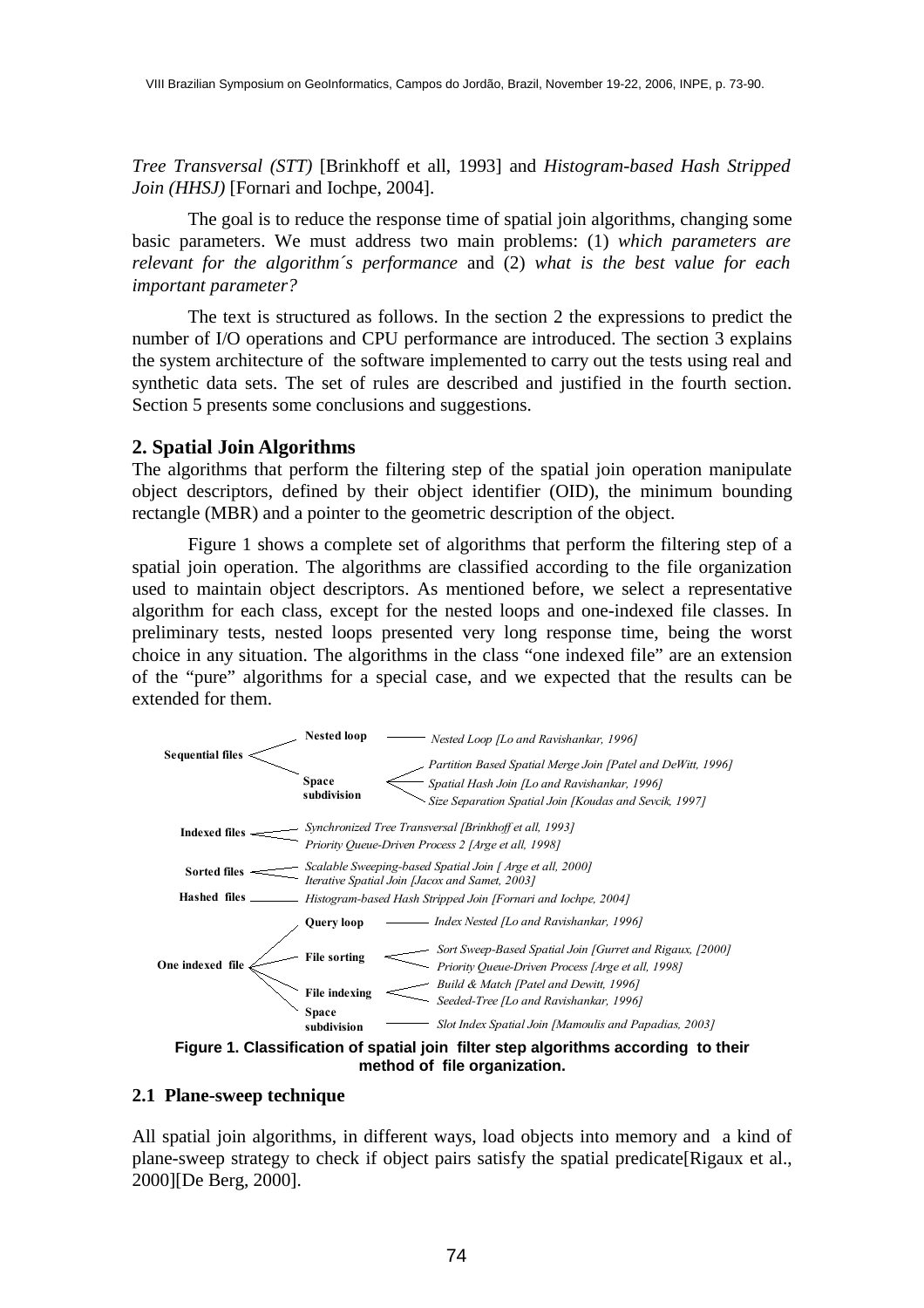*Tree Transversal (STT)* [Brinkhoff et all, 1993] and *Histogram-based Hash Stripped Join (HHSJ)* [Fornari and Iochpe, 2004].

The goal is to reduce the response time of spatial join algorithms, changing some basic parameters. We must address two main problems: (1) *which parameters are relevant for the algorithm´s performance* and (2) *what is the best value for each important parameter?*

The text is structured as follows. In the section 2 the expressions to predict the number of I/O operations and CPU performance are introduced. The section 3 explains the system architecture of the software implemented to carry out the tests using real and synthetic data sets. The set of rules are described and justified in the fourth section. Section 5 presents some conclusions and suggestions.

## 2. Spatial Join Algorithms

The algorithms that perform the filtering step of the spatial join operation manipulate object descriptors, defined by their object identifier (OID), the minimum bounding rectangle (MBR) and a pointer to the geometric description of the object.

Figure 1 shows a complete set of algorithms that perform the filtering step of a spatial join operation. The algorithms are classified according to the file organization used to maintain object descriptors. As mentioned before, we select a representative algorithm for each class, except for the nested loops and one-indexed file classes. In preliminary tests, nested loops presented very long response time, being the worst choice in any situation. The algorithms in the class "one indexed file" are an extension of the "pure" algorithms for a special case, and we expected that the results can be extended for them.

- **Sequential files**
  - **Nested loop**
    - *Nested Loop [Lo and Ravishankar, 1996]*
  - **Space subdivision**
    - *Partition Based Spatial Merge Join [Patel and DeWitt, 1996]*
    - *Spatial Hash Join [Lo and Ravishankar, 1996]*
    - *Size Separation Spatial Join [Koudas and Sevcik, 1997]*
- **Indexed files**
  - *Synchronized Tree Transversal [Brinkhoff et all, 1993]*
  - *Priority Queue-Driven Process 2 [Arge et all, 1998]*
- **Sorted files**
  - *Scalable Sweeping-based Spatial Join [ Arge et all, 2000]*
  - *Iterative Spatial Join [Jacox and Samet, 2003]*
- **Hashed files**
  - *Histogram-based Hash Stripped Join [Fornari and Iochpe, 2004]*
- **One indexed file**
  - **Query loop**
    - *Index Nested [Lo and Ravishankar, 1996]*
  - **File sorting**
    - *Sort Sweep-Based Spatial Join [Gurret and Rigaux, [2000]*
    - *Priority Queue-Driven Process [Arge et all, 1998]*
  - **File indexing**
    - *Build & Match [Patel and Dewitt, 1996]*
    - *Seeded-Tree [Lo and Ravishankar, 1996]*
  - **Space subdivision**
    - *Slot Index Spatial Join [Mamoulis and Papadias, 2003]*

**Figure 1. Classification of spatial join filter step algorithms according to their method of file organization.**

### 2.1 Plane-sweep technique

All spatial join algorithms, in different ways, load objects into memory and a kind of plane-sweep strategy to check if object pairs satisfy the spatial predicate[Rigaux et al., 2000][De Berg, 2000].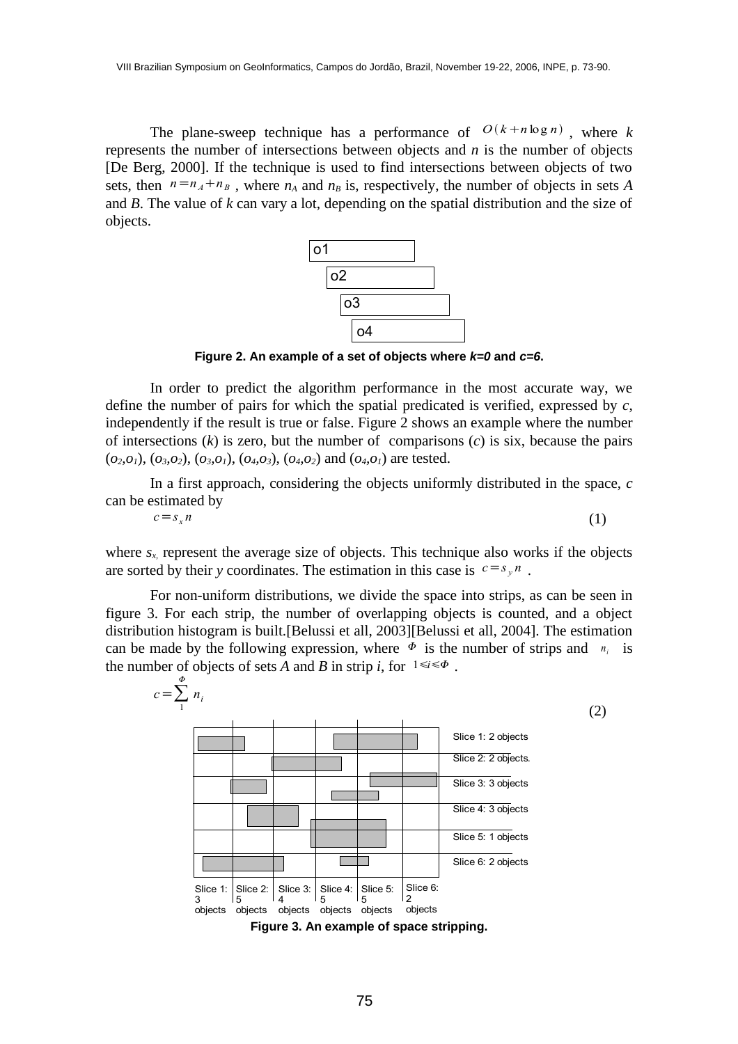The plane-sweep technique has a performance of $O(k+n\log n)$, where $k$ represents the number of intersections between objects and $n$ is the number of objects [De Berg, 2000]. If the technique is used to find intersections between objects of two sets, then $n=n_A+n_B$, where $n_A$ and $n_B$ is, respectively, the number of objects in sets *A* and *B*. The value of $k$ can vary a lot, depending on the spatial distribution and the size of objects.

o1

o2

o3

o4

**Figure 2. An example of a set of objects where *k=0* and *c=6*.**

In order to predict the algorithm performance in the most accurate way, we define the number of pairs for which the spatial predicated is verified, expressed by $c$, independently if the result is true or false. Figure 2 shows an example where the number of intersections ($k$) is zero, but the number of comparisons ($c$) is six, because the pairs ($o_2$,$o_1$), ($o_3$,$o_2$), ($o_3$,$o_1$), ($o_4$,$o_3$), ($o_4$,$o_2$) and ($o_4$,$o_1$) are tested.

In a first approach, considering the objects uniformly distributed in the space, $c$ can be estimated by

$$c=s_x n \tag{1}$$

where $s_x$ represent the average size of objects. This technique also works if the objects are sorted by their *y* coordinates. The estimation in this case is $c=s_y n$.

For non-uniform distributions, we divide the space into strips, as can be seen in figure 3. For each strip, the number of overlapping objects is counted, and a object distribution histogram is built.[Belussi et all, 2003][Belussi et all, 2004]. The estimation can be made by the following expression, where $\Phi$ is the number of strips and $n_i$ is the number of objects of sets *A* and *B* in strip *i*, for $1\leqslant i\leqslant\Phi$.

$$c=\sum_{1}^{\Phi} n_i \tag{2}$$

Slice 1: 2 objects

Slice 2: 2 objects.

Slice 3: 3 objects

Slice 4: 3 objects

Slice 5: 1 objects

Slice 6: 2 objects

Slice 1: 3 objects | Slice 2: 5 objects | Slice 3: 4 objects | Slice 4: 5 objects | Slice 5: 5 objects | Slice 6: 2 objects

**Figure 3. An example of space stripping.**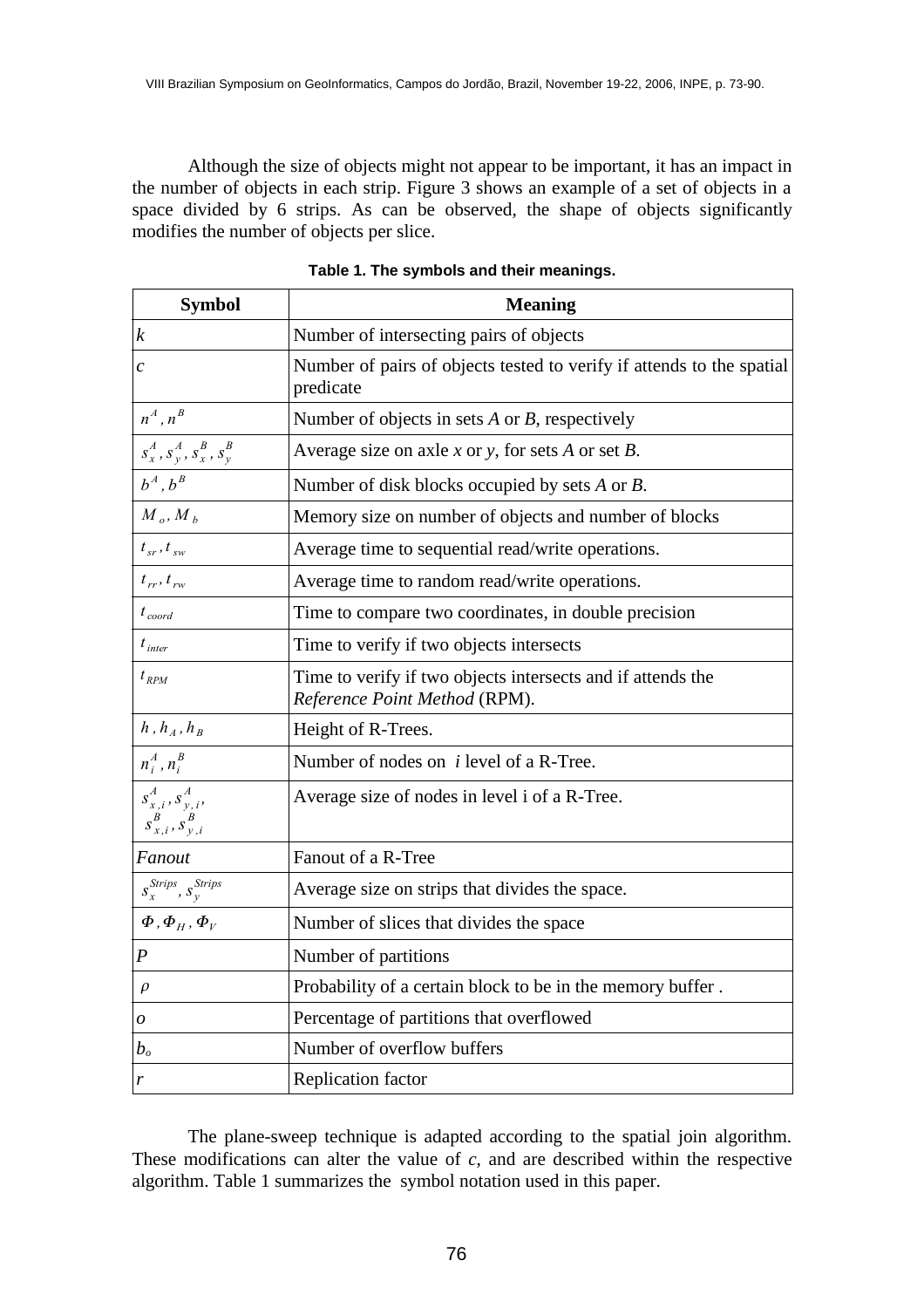Although the size of objects might not appear to be important, it has an impact in the number of objects in each strip. Figure 3 shows an example of a set of objects in a space divided by 6 strips. As can be observed, the shape of objects significantly modifies the number of objects per slice.

**Table 1. The symbols and their meanings.**

| Symbol | Meaning |
|---|---|
| $k$ | Number of intersecting pairs of objects |
| $c$ | Number of pairs of objects tested to verify if attends to the spatial predicate |
| $n^A, n^B$ | Number of objects in sets *A* or *B*, respectively |
| $s_x^A, s_y^A, s_x^B, s_y^B$ | Average size on axle *x* or *y*, for sets *A* or set *B*. |
| $b^A, b^B$ | Number of disk blocks occupied by sets *A* or *B*. |
| $M_o, M_b$ | Memory size on number of objects and number of blocks |
| $t_{sr}, t_{sw}$ | Average time to sequential read/write operations. |
| $t_{rr}, t_{rw}$ | Average time to random read/write operations. |
| $t_{coord}$ | Time to compare two coordinates, in double precision |
| $t_{inter}$ | Time to verify if two objects intersects |
| $t_{RPM}$ | Time to verify if two objects intersects and if attends the *Reference Point Method* (RPM). |
| $h, h_A, h_B$ | Height of R-Trees. |
| $n_i^A, n_i^B$ | Number of nodes on *i* level of a R-Tree. |
| $s_{x,i}^A, s_{y,i}^A, s_{x,i}^B, s_{y,i}^B$ | Average size of nodes in level i of a R-Tree. |
| *Fanout* | Fanout of a R-Tree |
| $s_x^{Strips}, s_y^{Strips}$ | Average size on strips that divides the space. |
| $\Phi, \Phi_H, \Phi_V$ | Number of slices that divides the space |
| $P$ | Number of partitions |
| $\rho$ | Probability of a certain block to be in the memory buffer . |
| $o$ | Percentage of partitions that overflowed |
| $b_o$ | Number of overflow buffers |
| $r$ | Replication factor |

The plane-sweep technique is adapted according to the spatial join algorithm. These modifications can alter the value of *c*, and are described within the respective algorithm. Table 1 summarizes the symbol notation used in this paper.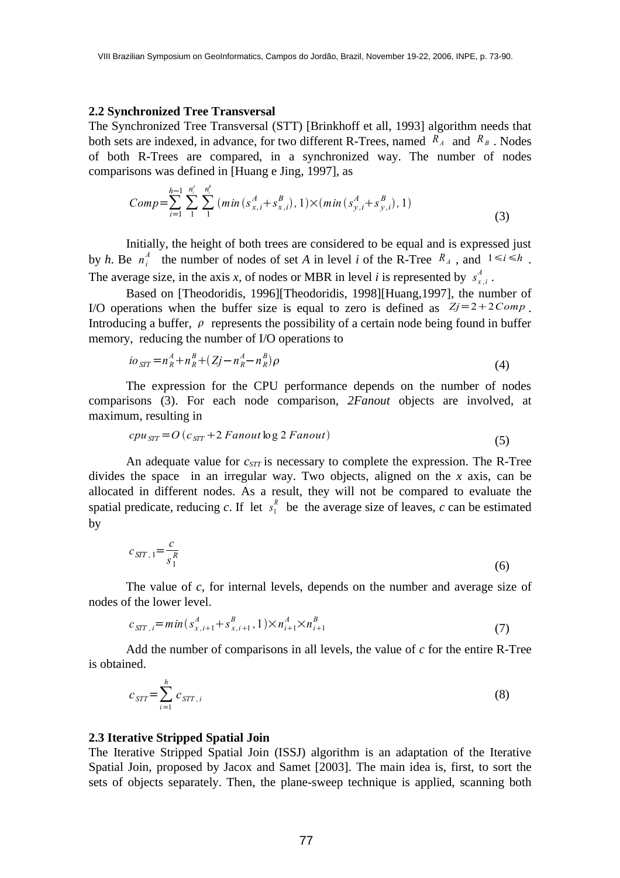## 2.2 Synchronized Tree Transversal

The Synchronized Tree Transversal (STT) [Brinkhoff et all, 1993] algorithm needs that both sets are indexed, in advance, for two different R-Trees, named $R_A$ and $R_B$. Nodes of both R-Trees are compared, in a synchronized way. The number of nodes comparisons was defined in [Huang e Jing, 1997], as

$$Comp = \sum_{i=1}^{h-1} \sum_{1}^{n_i^A} \sum_{1}^{n_i^B} (min(s_{x,i}^A + s_{x,i}^B), 1) \times (min(s_{y,i}^A + s_{y,i}^B), 1) \tag{3}$$

Initially, the height of both trees are considered to be equal and is expressed just by *h*. Be $n_i^A$ the number of nodes of set *A* in level *i* of the R-Tree $R_A$, and $1 \leqslant i \leqslant h$. The average size, in the axis *x*, of nodes or MBR in level *i* is represented by $s_{x,i}^A$.

Based on [Theodoridis, 1996][Theodoridis, 1998][Huang,1997], the number of I/O operations when the buffer size is equal to zero is defined as $Zj = 2 + 2Comp$. Introducing a buffer, $\rho$ represents the possibility of a certain node being found in buffer memory, reducing the number of I/O operations to

$$io_{STT} = n_R^A + n_R^B + (Zj - n_R^A - n_R^B)\rho \tag{4}$$

The expression for the CPU performance depends on the number of nodes comparisons (3). For each node comparison, *2Fanout* objects are involved, at maximum, resulting in

$$cpu_{STT} = O(c_{STT} + 2\, Fanout \log 2\, Fanout) \tag{5}$$

An adequate value for $c_{STT}$ is necessary to complete the expression. The R-Tree divides the space in an irregular way. Two objects, aligned on the *x* axis, can be allocated in different nodes. As a result, they will not be compared to evaluate the spatial predicate, reducing *c*. If let $s_1^R$ be the average size of leaves, *c* can be estimated by

$$c_{STT,1} = \frac{c}{s_1^R} \tag{6}$$

The value of *c*, for internal levels, depends on the number and average size of nodes of the lower level.

$$c_{STT,i} = min(s_{x,i+1}^A + s_{x,i+1}^B, 1) \times n_{i+1}^A \times n_{i+1}^B \tag{7}$$

Add the number of comparisons in all levels, the value of *c* for the entire R-Tree is obtained.

$$c_{STT} = \sum_{i=1}^{h} c_{STT,i} \tag{8}$$

## 2.3 Iterative Stripped Spatial Join

The Iterative Stripped Spatial Join (ISSJ) algorithm is an adaptation of the Iterative Spatial Join, proposed by Jacox and Samet [2003]. The main idea is, first, to sort the sets of objects separately. Then, the plane-sweep technique is applied, scanning both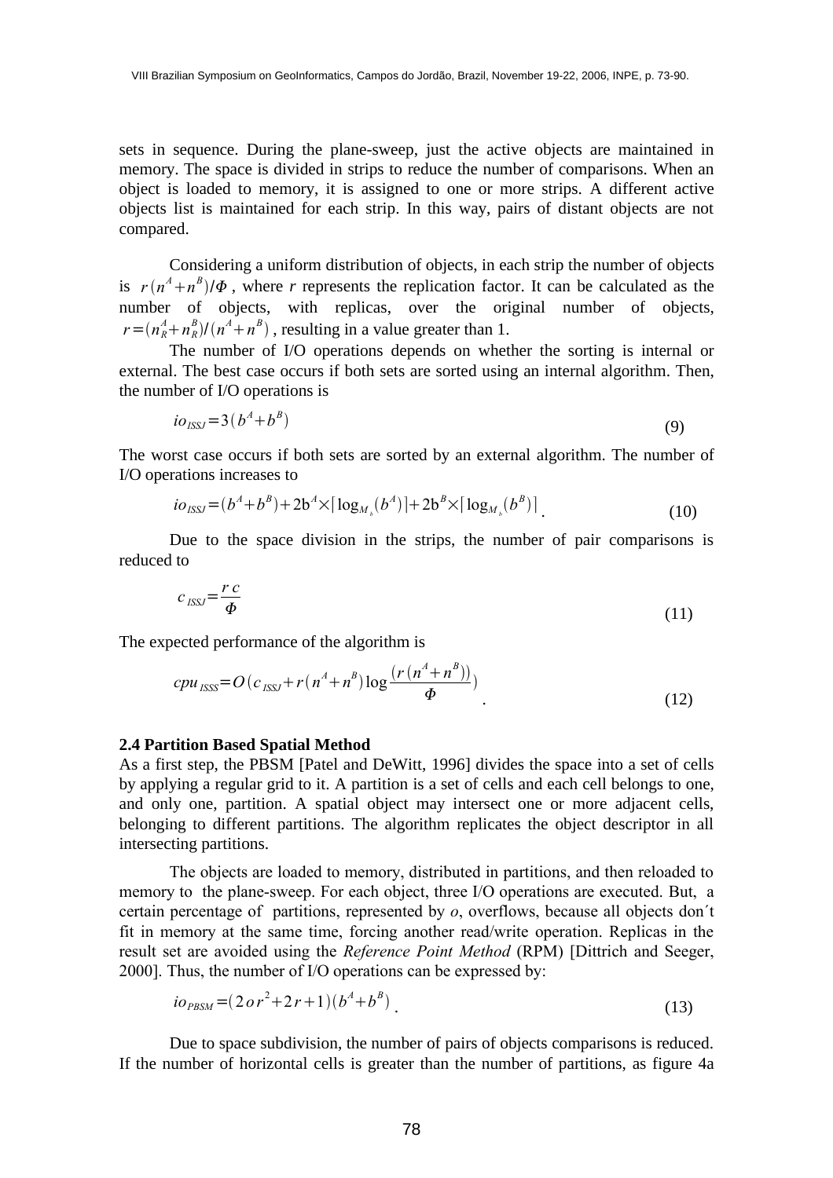sets in sequence. During the plane-sweep, just the active objects are maintained in memory. The space is divided in strips to reduce the number of comparisons. When an object is loaded to memory, it is assigned to one or more strips. A different active objects list is maintained for each strip. In this way, pairs of distant objects are not compared.

Considering a uniform distribution of objects, in each strip the number of objects is $r(n^A+n^B)/\Phi$, where $r$ represents the replication factor. It can be calculated as the number of objects, with replicas, over the original number of objects, $r=(n_R^A+n_R^B)/(n^A+n^B)$, resulting in a value greater than 1.

The number of I/O operations depends on whether the sorting is internal or external. The best case occurs if both sets are sorted using an internal algorithm. Then, the number of I/O operations is

$$io_{ISSJ}=3(b^A+b^B) \tag{9}$$

The worst case occurs if both sets are sorted by an external algorithm. The number of I/O operations increases to

$$io_{ISSJ}=(b^A+b^B)+2b^A\times\lceil\log_{M_b}(b^A)\rceil+2b^B\times\lceil\log_{M_b}(b^B)\rceil. \tag{10}$$

Due to the space division in the strips, the number of pair comparisons is reduced to

$$c_{ISSJ}=\frac{r\,c}{\Phi} \tag{11}$$

The expected performance of the algorithm is

$$cpu_{ISSS}=O(c_{ISSJ}+r(n^A+n^B)\log\frac{(r(n^A+n^B))}{\Phi}). \tag{12}$$

**2.4 Partition Based Spatial Method**

As a first step, the PBSM [Patel and DeWitt, 1996] divides the space into a set of cells by applying a regular grid to it. A partition is a set of cells and each cell belongs to one, and only one, partition. A spatial object may intersect one or more adjacent cells, belonging to different partitions. The algorithm replicates the object descriptor in all intersecting partitions.

The objects are loaded to memory, distributed in partitions, and then reloaded to memory to the plane-sweep. For each object, three I/O operations are executed. But, a certain percentage of partitions, represented by $o$, overflows, because all objects don´t fit in memory at the same time, forcing another read/write operation. Replicas in the result set are avoided using the *Reference Point Method* (RPM) [Dittrich and Seeger, 2000]. Thus, the number of I/O operations can be expressed by:

$$io_{PBSM}=(2\,o\,r^2+2\,r+1)(b^A+b^B). \tag{13}$$

Due to space subdivision, the number of pairs of objects comparisons is reduced. If the number of horizontal cells is greater than the number of partitions, as figure 4a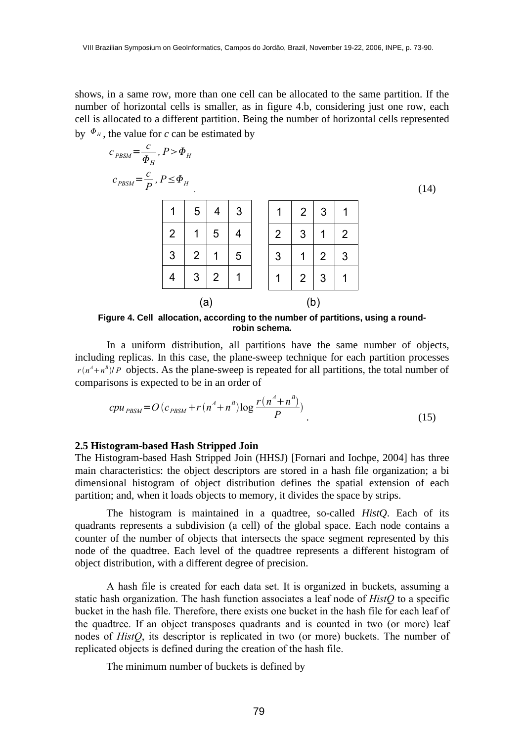shows, in a same row, more than one cell can be allocated to the same partition. If the number of horizontal cells is smaller, as in figure 4.b, considering just one row, each cell is allocated to a different partition. Being the number of horizontal cells represented by $\Phi_H$, the value for *c* can be estimated by

$$c_{PBSM} = \frac{c}{\Phi_H},\ P > \Phi_H$$

$$c_{PBSM} = \frac{c}{P},\ P \leq \Phi_H \quad (14)$$

| | | | |
|---|---|---|---|
| 1 | 5 | 4 | 3 |
| 2 | 1 | 5 | 4 |
| 3 | 2 | 1 | 5 |
| 4 | 3 | 2 | 1 |

(a)

| | | | |
|---|---|---|---|
| 1 | 2 | 3 | 1 |
| 2 | 3 | 1 | 2 |
| 3 | 1 | 2 | 3 |
| 1 | 2 | 3 | 1 |

(b)

**Figure 4. Cell allocation, according to the number of partitions, using a round-robin schema.**

In a uniform distribution, all partitions have the same number of objects, including replicas. In this case, the plane-sweep technique for each partition processes $r(n^A+n^B)/P$ objects. As the plane-sweep is repeated for all partitions, the total number of comparisons is expected to be in an order of

$$cpu_{PBSM} = O\left(c_{PBSM} + r(n^A+n^B)\log\frac{r(n^A+n^B)}{P}\right) \quad (15)$$

### 2.5 Histogram-based Hash Stripped Join

The Histogram-based Hash Stripped Join (HHSJ) [Fornari and Iochpe, 2004] has three main characteristics: the object descriptors are stored in a hash file organization; a bi dimensional histogram of object distribution defines the spatial extension of each partition; and, when it loads objects to memory, it divides the space by strips.

The histogram is maintained in a quadtree, so-called *HistQ*. Each of its quadrants represents a subdivision (a cell) of the global space. Each node contains a counter of the number of objects that intersects the space segment represented by this node of the quadtree. Each level of the quadtree represents a different histogram of object distribution, with a different degree of precision.

A hash file is created for each data set. It is organized in buckets, assuming a static hash organization. The hash function associates a leaf node of *HistQ* to a specific bucket in the hash file. Therefore, there exists one bucket in the hash file for each leaf of the quadtree. If an object transposes quadrants and is counted in two (or more) leaf nodes of *HistQ*, its descriptor is replicated in two (or more) buckets. The number of replicated objects is defined during the creation of the hash file.

The minimum number of buckets is defined by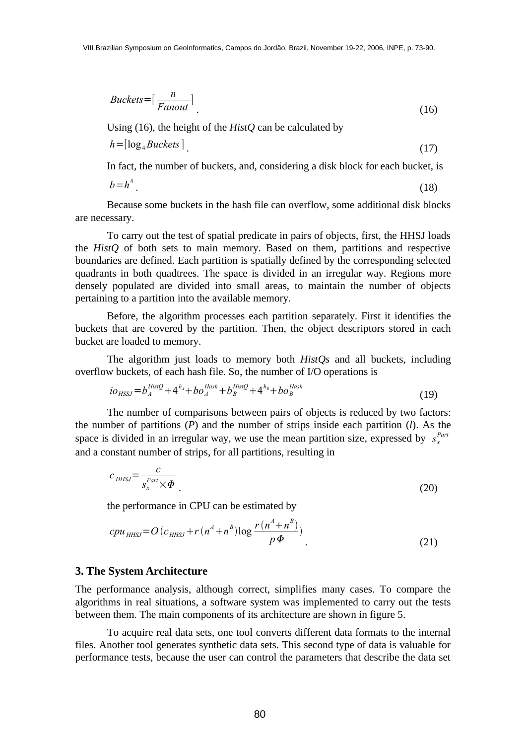$$Buckets = \lceil \frac{n}{Fanout} \rceil \quad . \tag{16}$$

Using (16), the height of the *HistQ* can be calculated by

$$h = \lceil \log_4 Buckets \rceil \quad . \tag{17}$$

In fact, the number of buckets, and, considering a disk block for each bucket, is

$$b = h^4 \quad . \tag{18}$$

Because some buckets in the hash file can overflow, some additional disk blocks are necessary.

To carry out the test of spatial predicate in pairs of objects, first, the HHSJ loads the *HistQ* of both sets to main memory. Based on them, partitions and respective boundaries are defined. Each partition is spatially defined by the corresponding selected quadrants in both quadtrees. The space is divided in an irregular way. Regions more densely populated are divided into small areas, to maintain the number of objects pertaining to a partition into the available memory.

Before, the algorithm processes each partition separately. First it identifies the buckets that are covered by the partition. Then, the object descriptors stored in each bucket are loaded to memory.

The algorithm just loads to memory both *HistQs* and all buckets, including overflow buckets, of each hash file. So, the number of I/O operations is

$$io_{HSSJ} = b_A^{HistQ} + 4^{h_A} + bo_A^{Hash} + b_B^{HistQ} + 4^{h_B} + bo_B^{Hash} \tag{19}$$

The number of comparisons between pairs of objects is reduced by two factors: the number of partitions (*P*) and the number of strips inside each partition (*l*). As the space is divided in an irregular way, we use the mean partition size, expressed by $s_x^{Part}$ and a constant number of strips, for all partitions, resulting in

$$c_{HHSJ} = \frac{c}{s_x^{Part} \times \Phi} \quad . \tag{20}$$

the performance in CPU can be estimated by

$$cpu_{HHSJ} = O\left(c_{HHSJ} + r\,(n^A + n^B) \log \frac{r\,(n^A + n^B)}{p\,\Phi}\right) \quad . \tag{21}$$

## 3. The System Architecture

The performance analysis, although correct, simplifies many cases. To compare the algorithms in real situations, a software system was implemented to carry out the tests between them. The main components of its architecture are shown in figure 5.

To acquire real data sets, one tool converts different data formats to the internal files. Another tool generates synthetic data sets. This second type of data is valuable for performance tests, because the user can control the parameters that describe the data set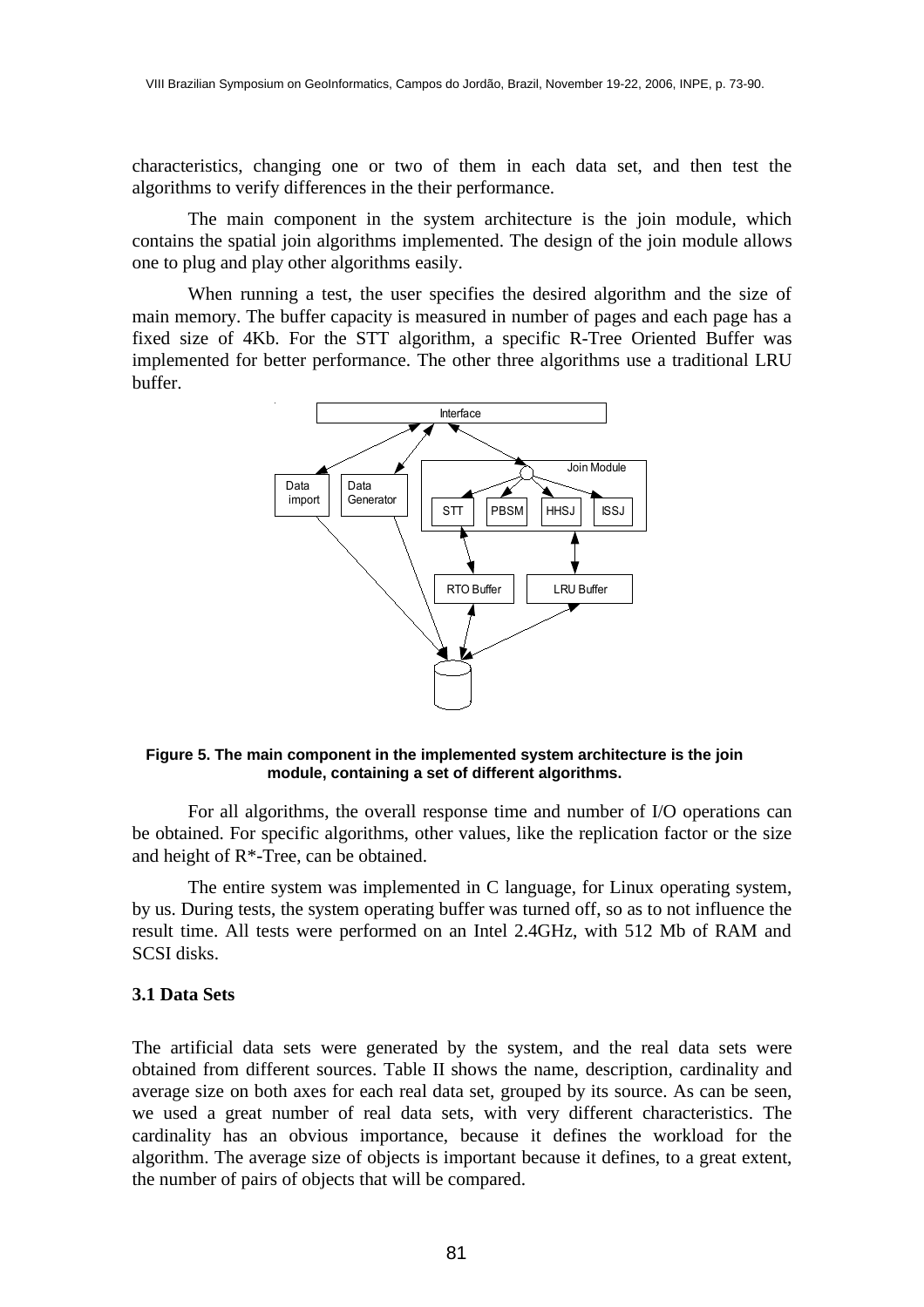characteristics, changing one or two of them in each data set, and then test the algorithms to verify differences in the their performance.

The main component in the system architecture is the join module, which contains the spatial join algorithms implemented. The design of the join module allows one to plug and play other algorithms easily.

When running a test, the user specifies the desired algorithm and the size of main memory. The buffer capacity is measured in number of pages and each page has a fixed size of 4Kb. For the STT algorithm, a specific R-Tree Oriented Buffer was implemented for better performance. The other three algorithms use a traditional LRU buffer.

**Figure 5. The main component in the implemented system architecture is the join module, containing a set of different algorithms.**

For all algorithms, the overall response time and number of I/O operations can be obtained. For specific algorithms, other values, like the replication factor or the size and height of R*-Tree, can be obtained.

The entire system was implemented in C language, for Linux operating system, by us. During tests, the system operating buffer was turned off, so as to not influence the result time. All tests were performed on an Intel 2.4GHz, with 512 Mb of RAM and SCSI disks.

### 3.1 Data Sets

The artificial data sets were generated by the system, and the real data sets were obtained from different sources. Table II shows the name, description, cardinality and average size on both axes for each real data set, grouped by its source. As can be seen, we used a great number of real data sets, with very different characteristics. The cardinality has an obvious importance, because it defines the workload for the algorithm. The average size of objects is important because it defines, to a great extent, the number of pairs of objects that will be compared.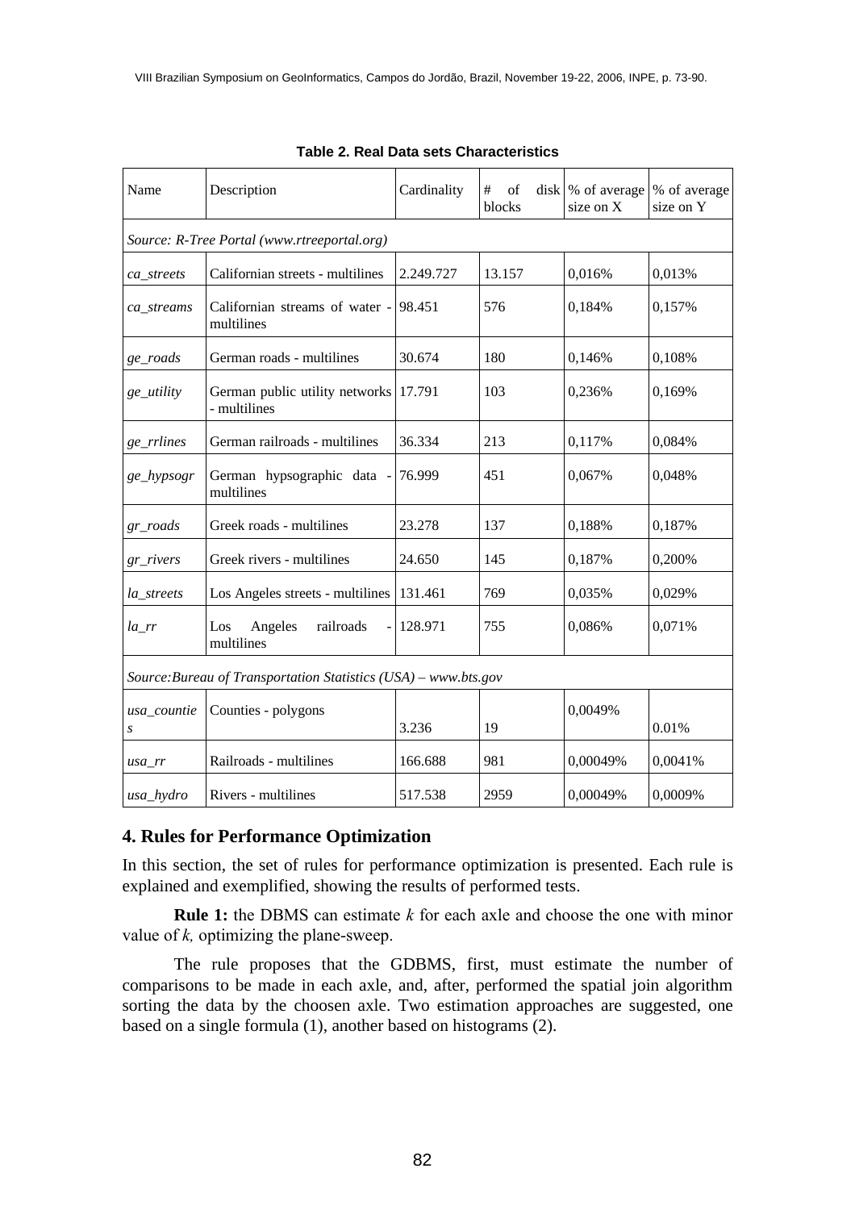**Table 2. Real Data sets Characteristics**

| Name | Description | Cardinality | # of disk blocks | % of average size on X | % of average size on Y |
|---|---|---|---|---|---|
| *Source: R-Tree Portal (www.rtreeportal.org)* | | | | | |
| *ca_streets* | Californian streets - multilines | 2.249.727 | 13.157 | 0,016% | 0,013% |
| *ca_streams* | Californian streams of water - multilines | 98.451 | 576 | 0,184% | 0,157% |
| *ge_roads* | German roads - multilines | 30.674 | 180 | 0,146% | 0,108% |
| *ge_utility* | German public utility networks - multilines | 17.791 | 103 | 0,236% | 0,169% |
| *ge_rrlines* | German railroads - multilines | 36.334 | 213 | 0,117% | 0,084% |
| *ge_hypsogr* | German hypsographic data - multilines | 76.999 | 451 | 0,067% | 0,048% |
| *gr_roads* | Greek roads - multilines | 23.278 | 137 | 0,188% | 0,187% |
| *gr_rivers* | Greek rivers - multilines | 24.650 | 145 | 0,187% | 0,200% |
| *la_streets* | Los Angeles streets - multilines | 131.461 | 769 | 0,035% | 0,029% |
| *la_rr* | Los Angeles railroads - multilines | 128.971 | 755 | 0,086% | 0,071% |
| *Source: Bureau of Transportation Statistics (USA) – www.bts.gov* | | | | | |
| *usa_counties* | Counties - polygons | 3.236 | 19 | 0,0049% | 0.01% |
| *usa_rr* | Railroads - multilines | 166.688 | 981 | 0,00049% | 0,0041% |
| *usa_hydro* | Rivers - multilines | 517.538 | 2959 | 0,00049% | 0,0009% |

## 4. Rules for Performance Optimization

In this section, the set of rules for performance optimization is presented. Each rule is explained and exemplified, showing the results of performed tests.

**Rule 1:** the DBMS can estimate $k$ for each axle and choose the one with minor value of $k$, optimizing the plane-sweep.

The rule proposes that the GDBMS, first, must estimate the number of comparisons to be made in each axle, and, after, performed the spatial join algorithm sorting the data by the choosen axle. Two estimation approaches are suggested, one based on a single formula (1), another based on histograms (2).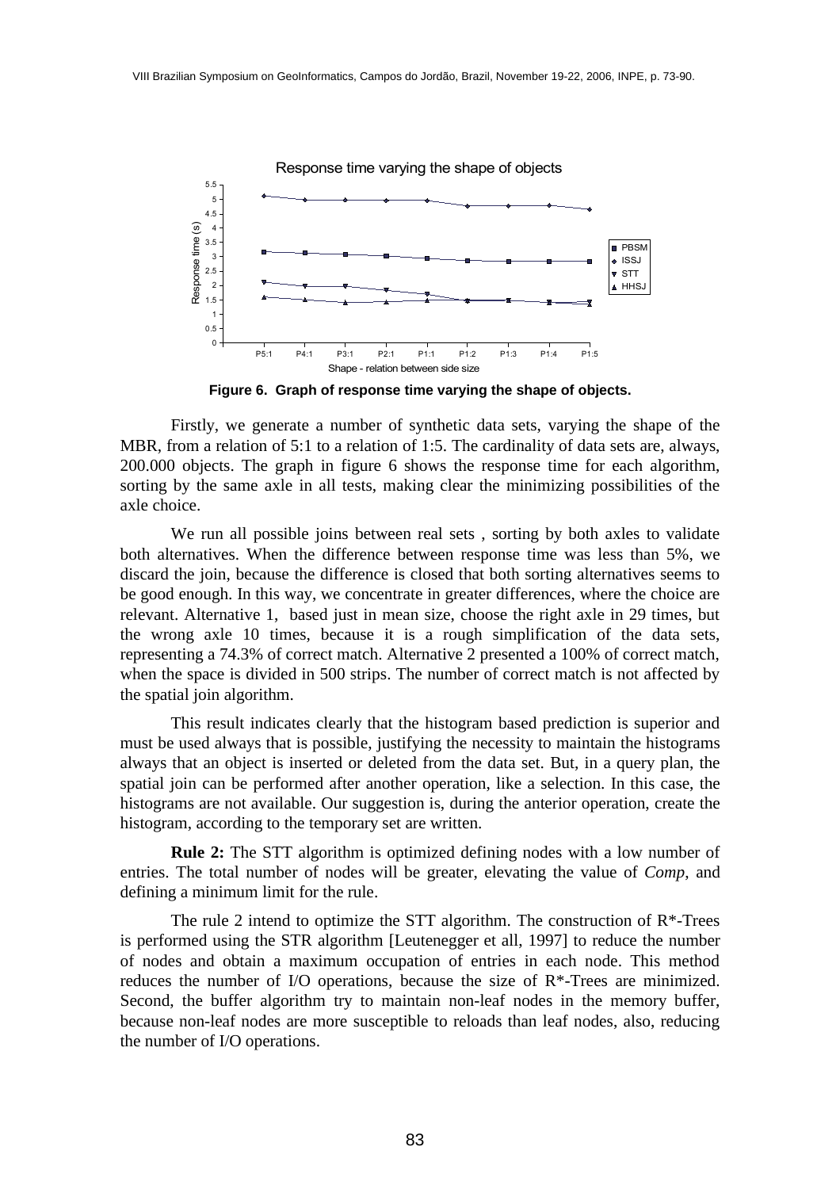Figure 6. Graph of response time varying the shape of objects.

Firstly, we generate a number of synthetic data sets, varying the shape of the MBR, from a relation of 5:1 to a relation of 1:5. The cardinality of data sets are, always, 200.000 objects. The graph in figure 6 shows the response time for each algorithm, sorting by the same axle in all tests, making clear the minimizing possibilities of the axle choice.

We run all possible joins between real sets , sorting by both axles to validate both alternatives. When the difference between response time was less than 5%, we discard the join, because the difference is closed that both sorting alternatives seems to be good enough. In this way, we concentrate in greater differences, where the choice are relevant. Alternative 1, based just in mean size, choose the right axle in 29 times, but the wrong axle 10 times, because it is a rough simplification of the data sets, representing a 74.3% of correct match. Alternative 2 presented a 100% of correct match, when the space is divided in 500 strips. The number of correct match is not affected by the spatial join algorithm.

This result indicates clearly that the histogram based prediction is superior and must be used always that is possible, justifying the necessity to maintain the histograms always that an object is inserted or deleted from the data set. But, in a query plan, the spatial join can be performed after another operation, like a selection. In this case, the histograms are not available. Our suggestion is, during the anterior operation, create the histogram, according to the temporary set are written.

**Rule 2:** The STT algorithm is optimized defining nodes with a low number of entries. The total number of nodes will be greater, elevating the value of *Comp*, and defining a minimum limit for the rule.

The rule 2 intend to optimize the STT algorithm. The construction of R*-Trees is performed using the STR algorithm [Leutenegger et all, 1997] to reduce the number of nodes and obtain a maximum occupation of entries in each node. This method reduces the number of I/O operations, because the size of R*-Trees are minimized. Second, the buffer algorithm try to maintain non-leaf nodes in the memory buffer, because non-leaf nodes are more susceptible to reloads than leaf nodes, also, reducing the number of I/O operations.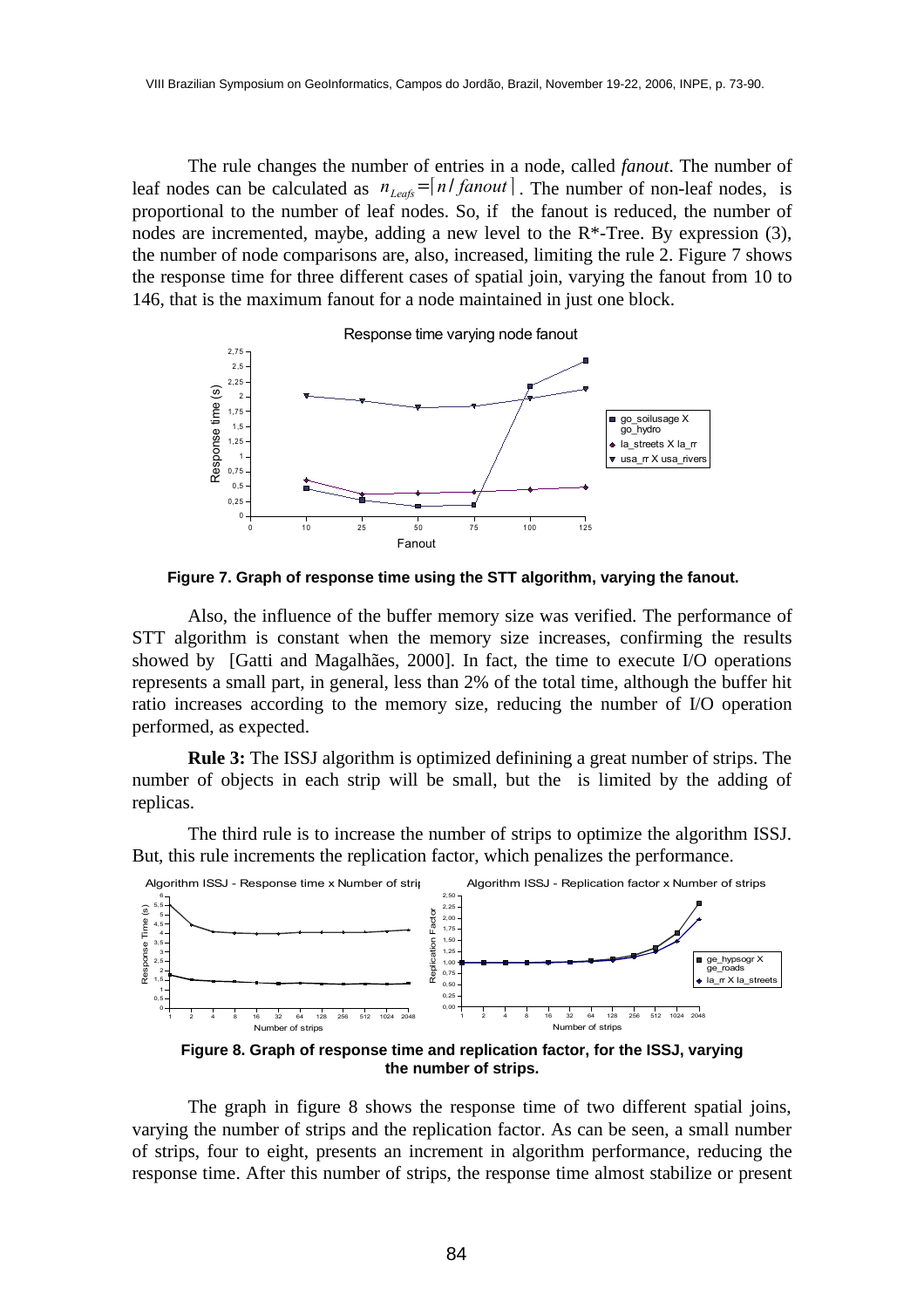The rule changes the number of entries in a node, called *fanout*. The number of leaf nodes can be calculated as $n_{Leafs} = \lceil n / fanout \rceil$. The number of non-leaf nodes, is proportional to the number of leaf nodes. So, if the fanout is reduced, the number of nodes are incremented, maybe, adding a new level to the R*-Tree. By expression (3), the number of node comparisons are, also, increased, limiting the rule 2. Figure 7 shows the response time for three different cases of spatial join, varying the fanout from 10 to 146, that is the maximum fanout for a node maintained in just one block.

**Figure 7. Graph of response time using the STT algorithm, varying the fanout.**

Also, the influence of the buffer memory size was verified. The performance of STT algorithm is constant when the memory size increases, confirming the results showed by [Gatti and Magalhães, 2000]. In fact, the time to execute I/O operations represents a small part, in general, less than 2% of the total time, although the buffer hit ratio increases according to the memory size, reducing the number of I/O operation performed, as expected.

**Rule 3:** The ISSJ algorithm is optimized definining a great number of strips. The number of objects in each strip will be small, but the is limited by the adding of replicas.

The third rule is to increase the number of strips to optimize the algorithm ISSJ. But, this rule increments the replication factor, which penalizes the performance.

**Figure 8. Graph of response time and replication factor, for the ISSJ, varying the number of strips.**

The graph in figure 8 shows the response time of two different spatial joins, varying the number of strips and the replication factor. As can be seen, a small number of strips, four to eight, presents an increment in algorithm performance, reducing the response time. After this number of strips, the response time almost stabilize or present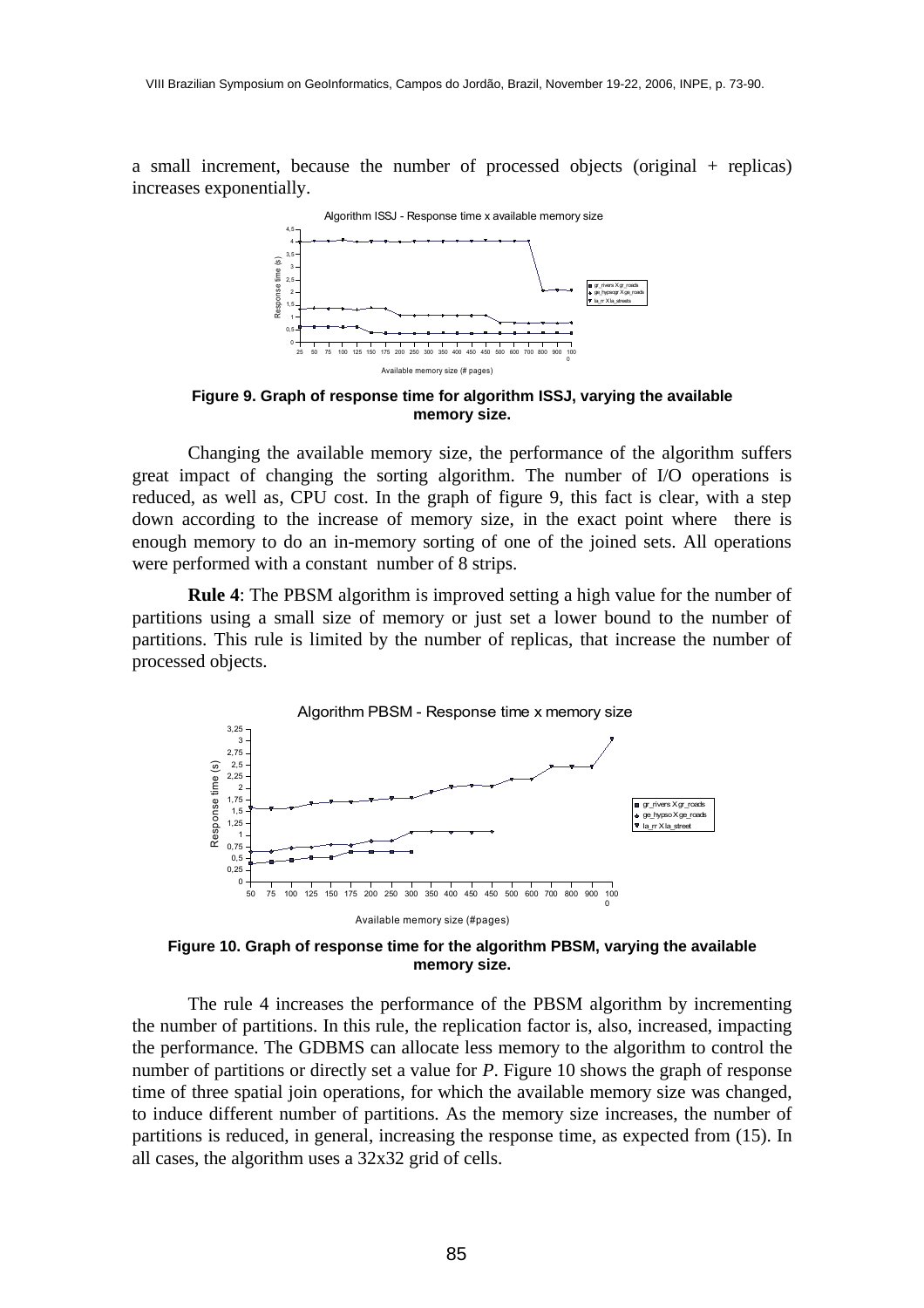a small increment, because the number of processed objects (original + replicas) increases exponentially.

**Figure 9. Graph of response time for algorithm ISSJ, varying the available memory size.**

Changing the available memory size, the performance of the algorithm suffers great impact of changing the sorting algorithm. The number of I/O operations is reduced, as well as, CPU cost. In the graph of figure 9, this fact is clear, with a step down according to the increase of memory size, in the exact point where there is enough memory to do an in-memory sorting of one of the joined sets. All operations were performed with a constant number of 8 strips.

**Rule 4**: The PBSM algorithm is improved setting a high value for the number of partitions using a small size of memory or just set a lower bound to the number of partitions. This rule is limited by the number of replicas, that increase the number of processed objects.

**Figure 10. Graph of response time for the algorithm PBSM, varying the available memory size.**

The rule 4 increases the performance of the PBSM algorithm by incrementing the number of partitions. In this rule, the replication factor is, also, increased, impacting the performance. The GDBMS can allocate less memory to the algorithm to control the number of partitions or directly set a value for $P$. Figure 10 shows the graph of response time of three spatial join operations, for which the available memory size was changed, to induce different number of partitions. As the memory size increases, the number of partitions is reduced, in general, increasing the response time, as expected from (15). In all cases, the algorithm uses a 32x32 grid of cells.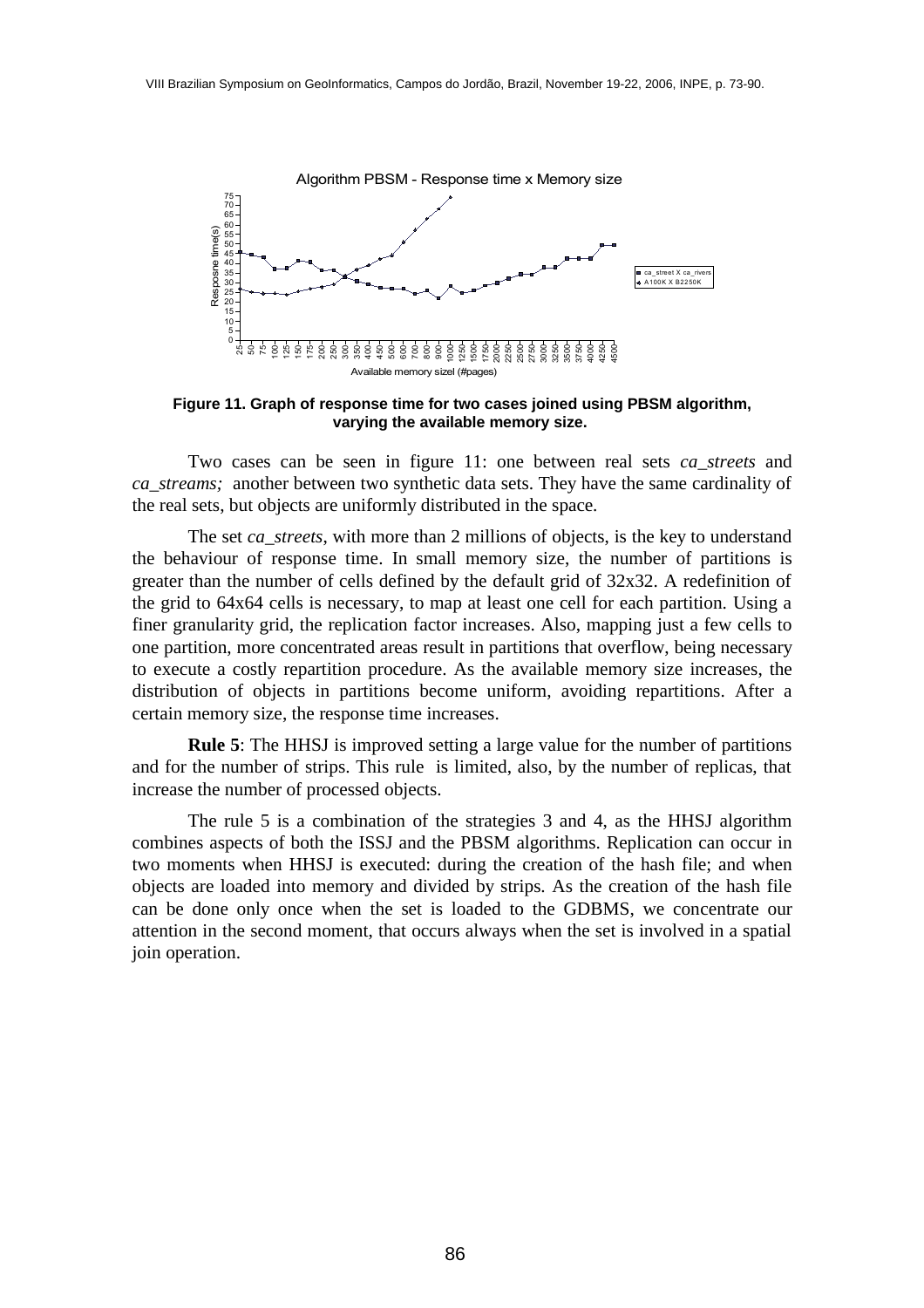**Figure 11. Graph of response time for two cases joined using PBSM algorithm, varying the available memory size.**

Two cases can be seen in figure 11: one between real sets *ca_streets* and *ca_streams;* another between two synthetic data sets. They have the same cardinality of the real sets, but objects are uniformly distributed in the space.

The set *ca_streets*, with more than 2 millions of objects, is the key to understand the behaviour of response time. In small memory size, the number of partitions is greater than the number of cells defined by the default grid of 32x32. A redefinition of the grid to 64x64 cells is necessary, to map at least one cell for each partition. Using a finer granularity grid, the replication factor increases. Also, mapping just a few cells to one partition, more concentrated areas result in partitions that overflow, being necessary to execute a costly repartition procedure. As the available memory size increases, the distribution of objects in partitions become uniform, avoiding repartitions. After a certain memory size, the response time increases.

**Rule 5**: The HHSJ is improved setting a large value for the number of partitions and for the number of strips. This rule is limited, also, by the number of replicas, that increase the number of processed objects.

The rule 5 is a combination of the strategies 3 and 4, as the HHSJ algorithm combines aspects of both the ISSJ and the PBSM algorithms. Replication can occur in two moments when HHSJ is executed: during the creation of the hash file; and when objects are loaded into memory and divided by strips. As the creation of the hash file can be done only once when the set is loaded to the GDBMS, we concentrate our attention in the second moment, that occurs always when the set is involved in a spatial join operation.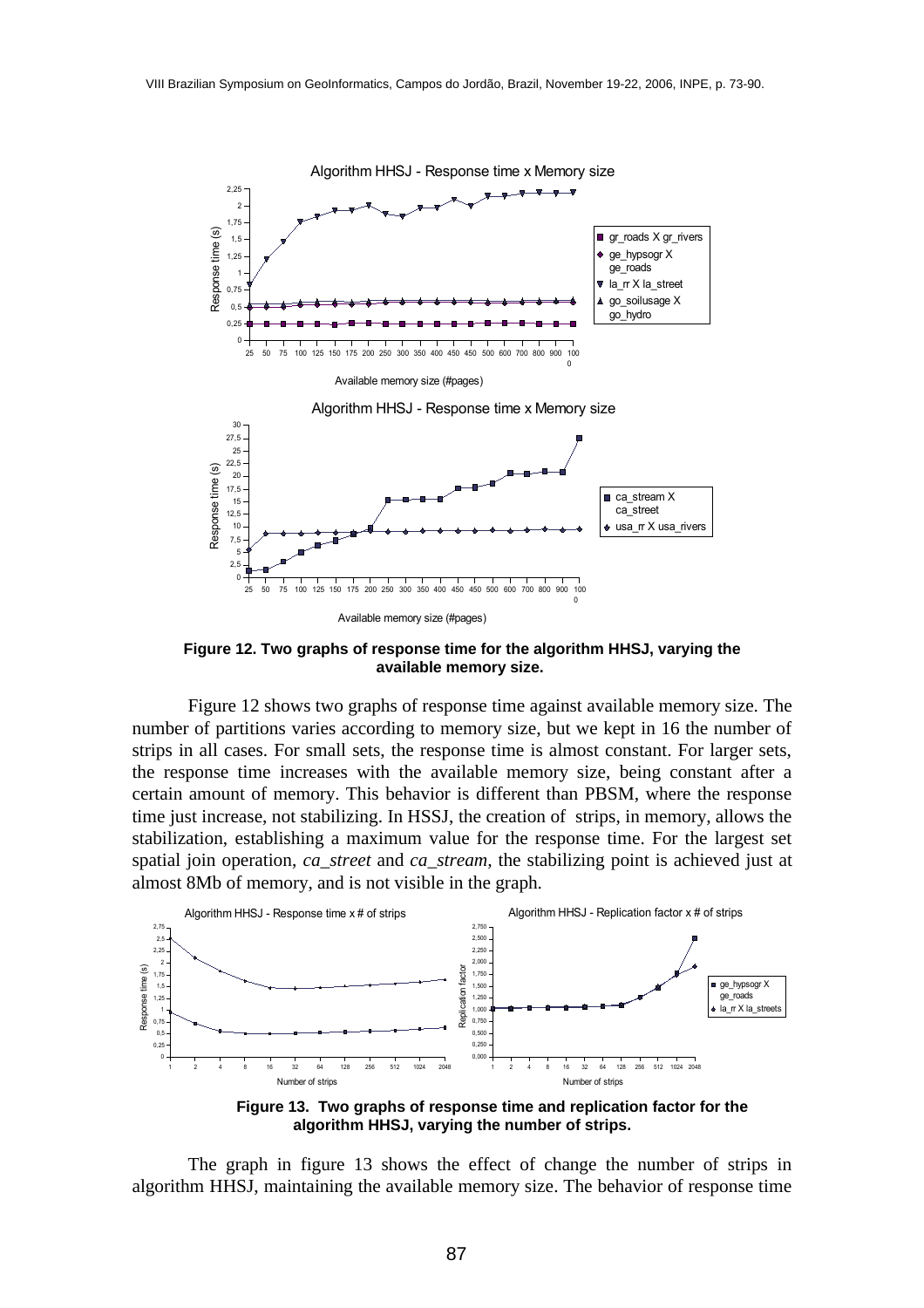**Figure 12. Two graphs of response time for the algorithm HHSJ, varying the available memory size.**

Figure 12 shows two graphs of response time against available memory size. The number of partitions varies according to memory size, but we kept in 16 the number of strips in all cases. For small sets, the response time is almost constant. For larger sets, the response time increases with the available memory size, being constant after a certain amount of memory. This behavior is different than PBSM, where the response time just increase, not stabilizing. In HSSJ, the creation of strips, in memory, allows the stabilization, establishing a maximum value for the response time. For the largest set spatial join operation, *ca_street* and *ca_stream*, the stabilizing point is achieved just at almost 8Mb of memory, and is not visible in the graph.

**Figure 13. Two graphs of response time and replication factor for the algorithm HHSJ, varying the number of strips.**

The graph in figure 13 shows the effect of change the number of strips in algorithm HHSJ, maintaining the available memory size. The behavior of response time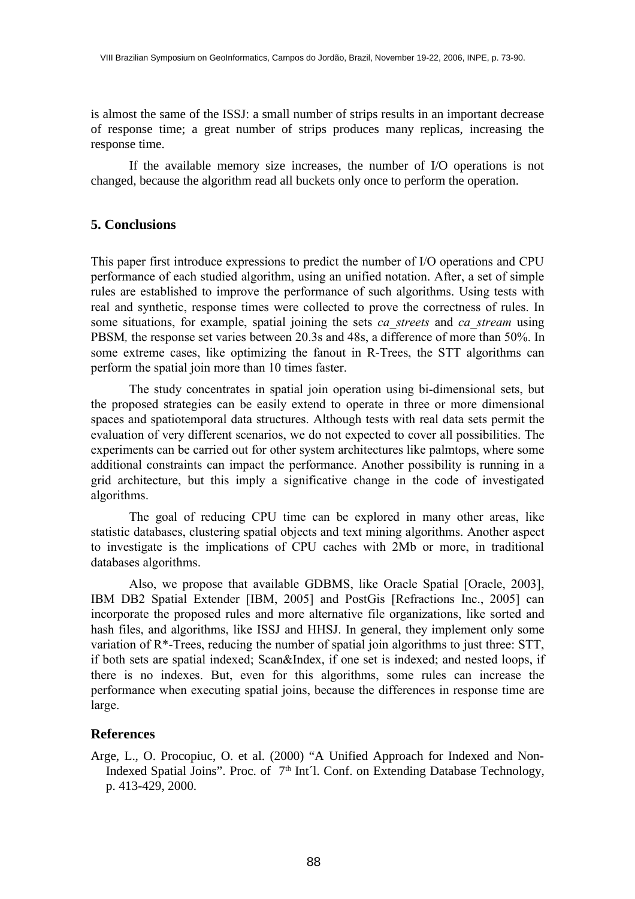is almost the same of the ISSJ: a small number of strips results in an important decrease of response time; a great number of strips produces many replicas, increasing the response time.

If the available memory size increases, the number of I/O operations is not changed, because the algorithm read all buckets only once to perform the operation.

## 5. Conclusions

This paper first introduce expressions to predict the number of I/O operations and CPU performance of each studied algorithm, using an unified notation. After, a set of simple rules are established to improve the performance of such algorithms. Using tests with real and synthetic, response times were collected to prove the correctness of rules. In some situations, for example, spatial joining the sets *ca_streets* and *ca_stream* using PBSM*,* the response set varies between 20.3s and 48s, a difference of more than 50%. In some extreme cases, like optimizing the fanout in R-Trees, the STT algorithms can perform the spatial join more than 10 times faster.

The study concentrates in spatial join operation using bi-dimensional sets, but the proposed strategies can be easily extend to operate in three or more dimensional spaces and spatiotemporal data structures. Although tests with real data sets permit the evaluation of very different scenarios, we do not expected to cover all possibilities. The experiments can be carried out for other system architectures like palmtops, where some additional constraints can impact the performance. Another possibility is running in a grid architecture, but this imply a significative change in the code of investigated algorithms.

The goal of reducing CPU time can be explored in many other areas, like statistic databases, clustering spatial objects and text mining algorithms. Another aspect to investigate is the implications of CPU caches with 2Mb or more, in traditional databases algorithms.

Also, we propose that available GDBMS, like Oracle Spatial [Oracle, 2003], IBM DB2 Spatial Extender [IBM, 2005] and PostGis [Refractions Inc., 2005] can incorporate the proposed rules and more alternative file organizations, like sorted and hash files, and algorithms, like ISSJ and HHSJ. In general, they implement only some variation of R*-Trees, reducing the number of spatial join algorithms to just three: STT, if both sets are spatial indexed; Scan&Index, if one set is indexed; and nested loops, if there is no indexes. But, even for this algorithms, some rules can increase the performance when executing spatial joins, because the differences in response time are large.

## References

Arge, L., O. Procopiuc, O. et al. (2000) "A Unified Approach for Indexed and Non-Indexed Spatial Joins". Proc. of 7th Int´l. Conf. on Extending Database Technology, p. 413-429, 2000.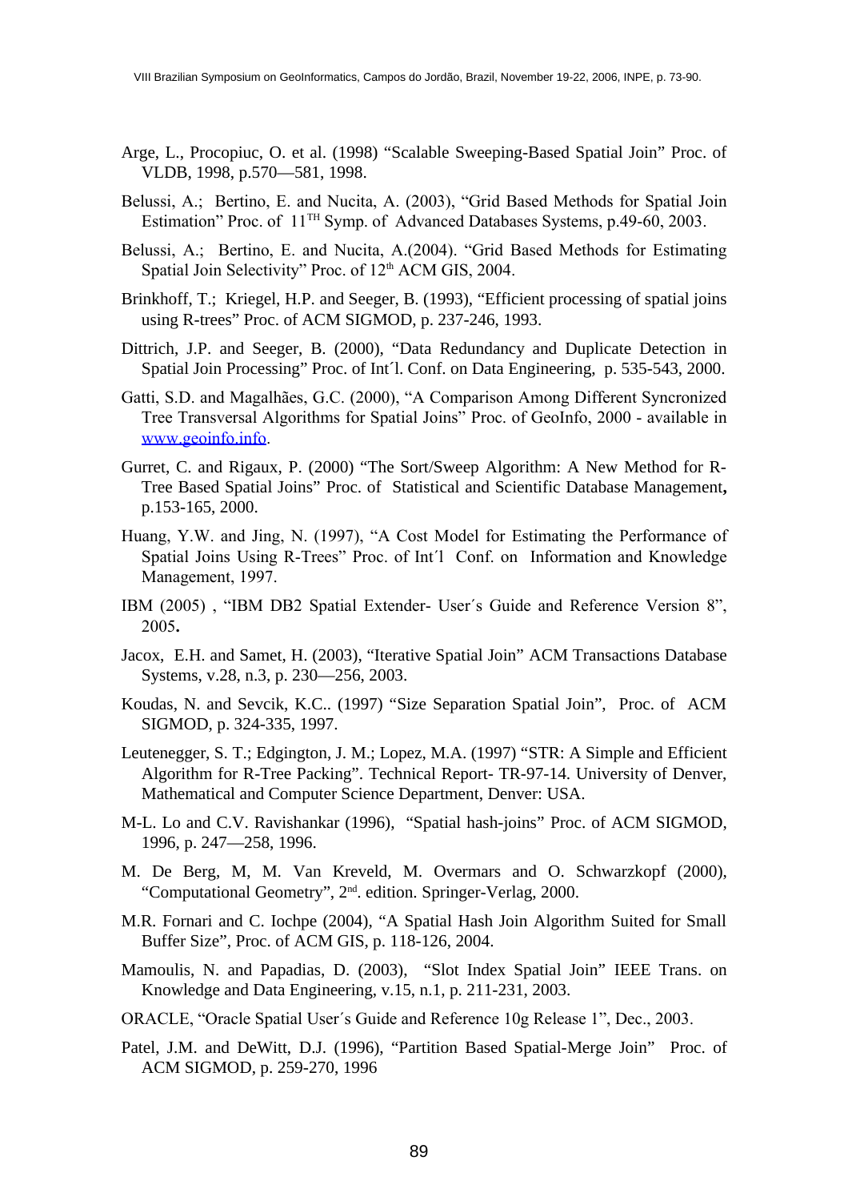Arge, L., Procopiuc, O. et al. (1998) "Scalable Sweeping-Based Spatial Join" Proc. of VLDB, 1998, p.570—581, 1998.

Belussi, A.; Bertino, E. and Nucita, A. (2003), "Grid Based Methods for Spatial Join Estimation" Proc. of 11TH Symp. of Advanced Databases Systems, p.49-60, 2003.

Belussi, A.; Bertino, E. and Nucita, A.(2004). "Grid Based Methods for Estimating Spatial Join Selectivity" Proc. of 12th ACM GIS, 2004.

Brinkhoff, T.; Kriegel, H.P. and Seeger, B. (1993), "Efficient processing of spatial joins using R-trees" Proc. of ACM SIGMOD, p. 237-246, 1993.

Dittrich, J.P. and Seeger, B. (2000), "Data Redundancy and Duplicate Detection in Spatial Join Processing" Proc. of Int´l. Conf. on Data Engineering, p. 535-543, 2000.

Gatti, S.D. and Magalhães, G.C. (2000), "A Comparison Among Different Syncronized Tree Transversal Algorithms for Spatial Joins" Proc. of GeoInfo, 2000 - available in www.geoinfo.info.

Gurret, C. and Rigaux, P. (2000) "The Sort/Sweep Algorithm: A New Method for R-Tree Based Spatial Joins" Proc. of Statistical and Scientific Database Management**,** p.153-165, 2000.

Huang, Y.W. and Jing, N. (1997), "A Cost Model for Estimating the Performance of Spatial Joins Using R-Trees" Proc. of Int´l Conf. on Information and Knowledge Management, 1997.

IBM (2005) , "IBM DB2 Spatial Extender- User´s Guide and Reference Version 8", 2005**.**

Jacox, E.H. and Samet, H. (2003), "Iterative Spatial Join" ACM Transactions Database Systems, v.28, n.3, p. 230—256, 2003.

Koudas, N. and Sevcik, K.C.. (1997) "Size Separation Spatial Join", Proc. of ACM SIGMOD, p. 324-335, 1997.

Leutenegger, S. T.; Edgington, J. M.; Lopez, M.A. (1997) "STR: A Simple and Efficient Algorithm for R-Tree Packing". Technical Report- TR-97-14. University of Denver, Mathematical and Computer Science Department, Denver: USA.

M-L. Lo and C.V. Ravishankar (1996), "Spatial hash-joins" Proc. of ACM SIGMOD, 1996, p. 247—258, 1996.

M. De Berg, M, M. Van Kreveld, M. Overmars and O. Schwarzkopf (2000), "Computational Geometry", 2nd. edition. Springer-Verlag, 2000.

M.R. Fornari and C. Iochpe (2004), "A Spatial Hash Join Algorithm Suited for Small Buffer Size", Proc. of ACM GIS, p. 118-126, 2004.

Mamoulis, N. and Papadias, D. (2003), "Slot Index Spatial Join" IEEE Trans. on Knowledge and Data Engineering, v.15, n.1, p. 211-231, 2003.

ORACLE, "Oracle Spatial User´s Guide and Reference 10g Release 1", Dec., 2003.

Patel, J.M. and DeWitt, D.J. (1996), "Partition Based Spatial-Merge Join" Proc. of ACM SIGMOD, p. 259-270, 1996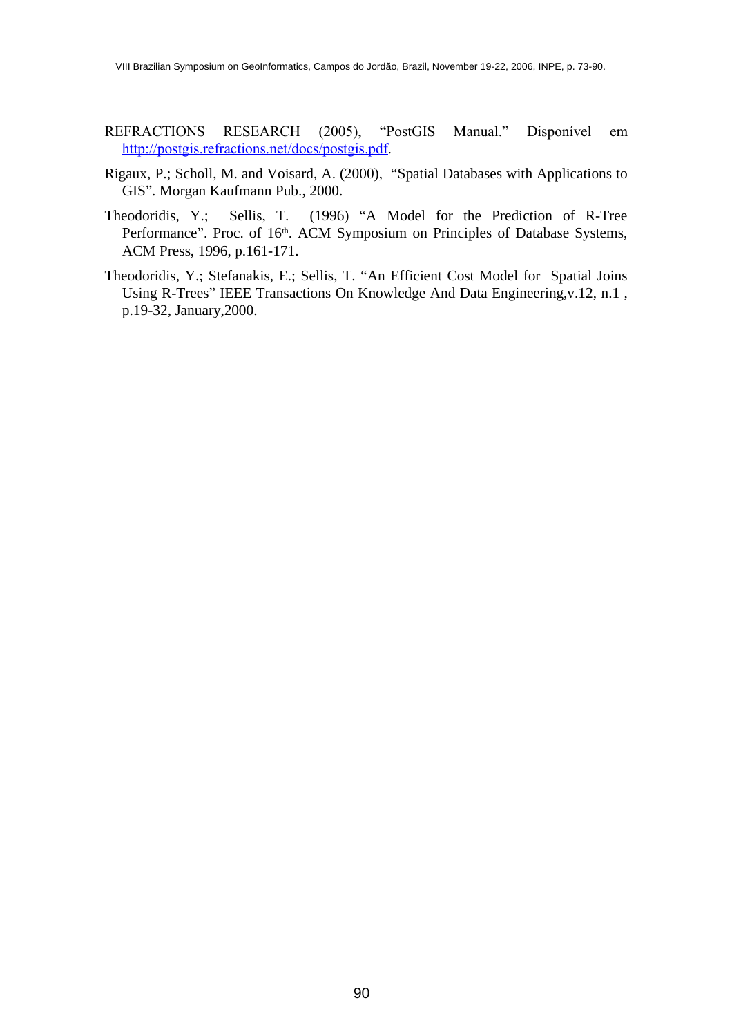REFRACTIONS RESEARCH (2005), "PostGIS Manual." Disponível em http://postgis.refractions.net/docs/postgis.pdf.

Rigaux, P.; Scholl, M. and Voisard, A. (2000), "Spatial Databases with Applications to GIS". Morgan Kaufmann Pub., 2000.

Theodoridis, Y.; Sellis, T. (1996) "A Model for the Prediction of R-Tree Performance". Proc. of 16th. ACM Symposium on Principles of Database Systems, ACM Press, 1996, p.161-171.

Theodoridis, Y.; Stefanakis, E.; Sellis, T. "An Efficient Cost Model for Spatial Joins Using R-Trees" IEEE Transactions On Knowledge And Data Engineering,v.12, n.1 , p.19-32, January,2000.